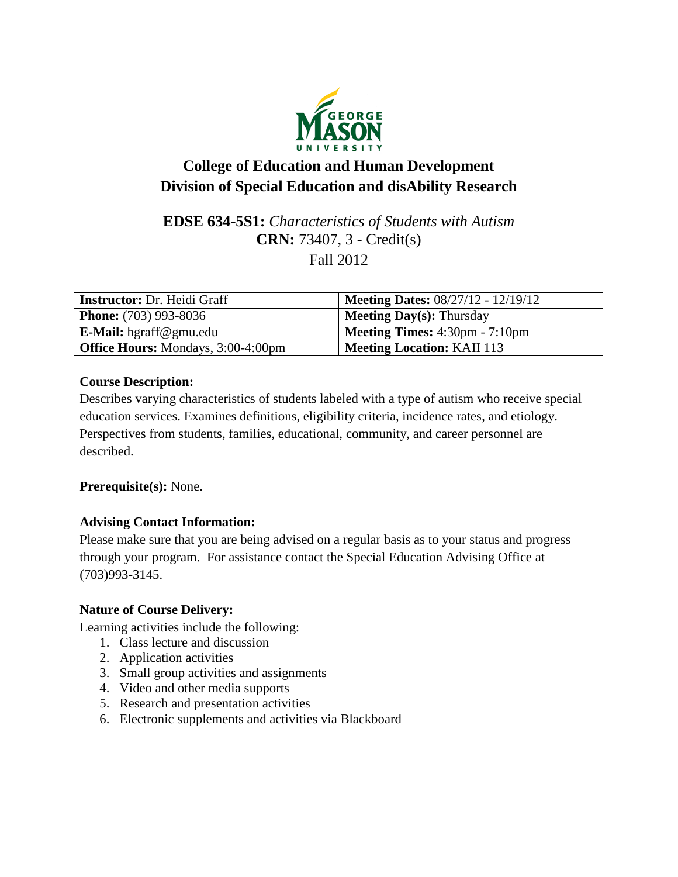# College of Education and Human Development
# Division of Special Education and disAbility Research

## EDSE 634-5S1: *Characteristics of Students with Autism*
**CRN:** 73407, 3 - Credit(s)
Fall 2012

| **Instructor:** Dr. Heidi Graff | **Meeting Dates:** 08/27/12 - 12/19/12 |
|---|---|
| **Phone:** (703) 993-8036 | **Meeting Day(s):** Thursday |
| **E-Mail:** hgraff@gmu.edu | **Meeting Times:** 4:30pm - 7:10pm |
| **Office Hours:** Mondays, 3:00-4:00pm | **Meeting Location:** KAII 113 |

**Course Description:**
Describes varying characteristics of students labeled with a type of autism who receive special education services. Examines definitions, eligibility criteria, incidence rates, and etiology. Perspectives from students, families, educational, community, and career personnel are described.

**Prerequisite(s):** None.

**Advising Contact Information:**
Please make sure that you are being advised on a regular basis as to your status and progress through your program. For assistance contact the Special Education Advising Office at (703)993-3145.

**Nature of Course Delivery:**
Learning activities include the following:

1. Class lecture and discussion
2. Application activities
3. Small group activities and assignments
4. Video and other media supports
5. Research and presentation activities
6. Electronic supplements and activities via Blackboard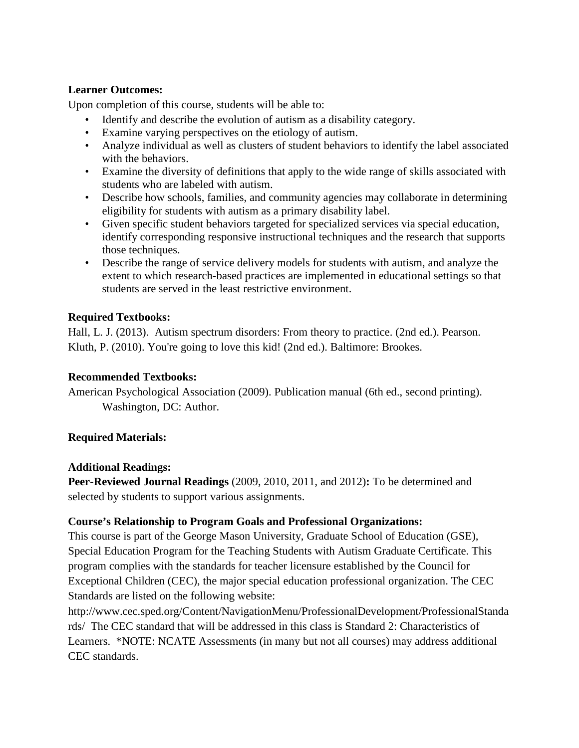**Learner Outcomes:**

Upon completion of this course, students will be able to:

- Identify and describe the evolution of autism as a disability category.
- Examine varying perspectives on the etiology of autism.
- Analyze individual as well as clusters of student behaviors to identify the label associated with the behaviors.
- Examine the diversity of definitions that apply to the wide range of skills associated with students who are labeled with autism.
- Describe how schools, families, and community agencies may collaborate in determining eligibility for students with autism as a primary disability label.
- Given specific student behaviors targeted for specialized services via special education, identify corresponding responsive instructional techniques and the research that supports those techniques.
- Describe the range of service delivery models for students with autism, and analyze the extent to which research-based practices are implemented in educational settings so that students are served in the least restrictive environment.

**Required Textbooks:**

Hall, L. J. (2013). Autism spectrum disorders: From theory to practice. (2nd ed.). Pearson.
Kluth, P. (2010). You're going to love this kid! (2nd ed.). Baltimore: Brookes.

**Recommended Textbooks:**

American Psychological Association (2009). Publication manual (6th ed., second printing). Washington, DC: Author.

**Required Materials:**

**Additional Readings:**

**Peer-Reviewed Journal Readings** (2009, 2010, 2011, and 2012)**:** To be determined and selected by students to support various assignments.

**Course's Relationship to Program Goals and Professional Organizations:**

This course is part of the George Mason University, Graduate School of Education (GSE), Special Education Program for the Teaching Students with Autism Graduate Certificate. This program complies with the standards for teacher licensure established by the Council for Exceptional Children (CEC), the major special education professional organization. The CEC Standards are listed on the following website: http://www.cec.sped.org/Content/NavigationMenu/ProfessionalDevelopment/ProfessionalStandards/ The CEC standard that will be addressed in this class is Standard 2: Characteristics of Learners. *NOTE: NCATE Assessments (in many but not all courses) may address additional CEC standards.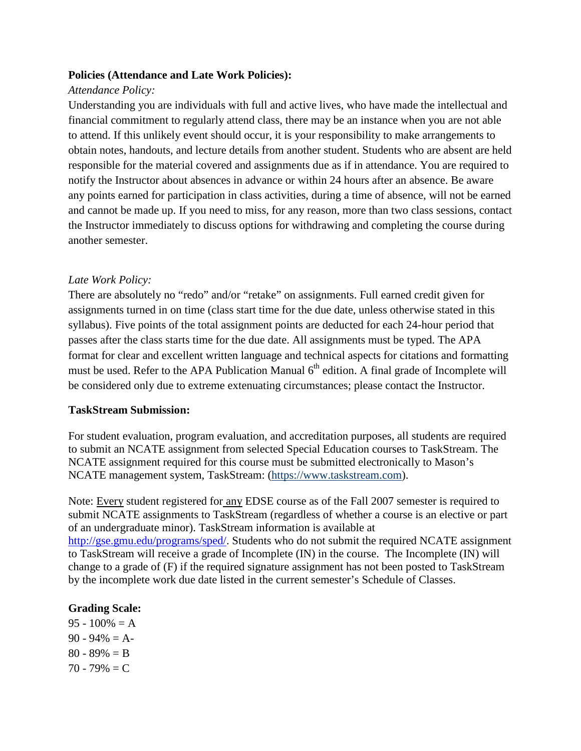**Policies (Attendance and Late Work Policies):**

*Attendance Policy:*

Understanding you are individuals with full and active lives, who have made the intellectual and financial commitment to regularly attend class, there may be an instance when you are not able to attend. If this unlikely event should occur, it is your responsibility to make arrangements to obtain notes, handouts, and lecture details from another student. Students who are absent are held responsible for the material covered and assignments due as if in attendance. You are required to notify the Instructor about absences in advance or within 24 hours after an absence. Be aware any points earned for participation in class activities, during a time of absence, will not be earned and cannot be made up. If you need to miss, for any reason, more than two class sessions, contact the Instructor immediately to discuss options for withdrawing and completing the course during another semester.

*Late Work Policy:*

There are absolutely no "redo" and/or "retake" on assignments. Full earned credit given for assignments turned in on time (class start time for the due date, unless otherwise stated in this syllabus). Five points of the total assignment points are deducted for each 24-hour period that passes after the class starts time for the due date. All assignments must be typed. The APA format for clear and excellent written language and technical aspects for citations and formatting must be used. Refer to the APA Publication Manual 6th edition. A final grade of Incomplete will be considered only due to extreme extenuating circumstances; please contact the Instructor.

**TaskStream Submission:**

For student evaluation, program evaluation, and accreditation purposes, all students are required to submit an NCATE assignment from selected Special Education courses to TaskStream. The NCATE assignment required for this course must be submitted electronically to Mason's NCATE management system, TaskStream: (https://www.taskstream.com).

Note: Every student registered for any EDSE course as of the Fall 2007 semester is required to submit NCATE assignments to TaskStream (regardless of whether a course is an elective or part of an undergraduate minor). TaskStream information is available at http://gse.gmu.edu/programs/sped/. Students who do not submit the required NCATE assignment to TaskStream will receive a grade of Incomplete (IN) in the course. The Incomplete (IN) will change to a grade of (F) if the required signature assignment has not been posted to TaskStream by the incomplete work due date listed in the current semester's Schedule of Classes.

**Grading Scale:**

95 - 100% = A  
90 - 94% = A-  
80 - 89% = B  
70 - 79% = C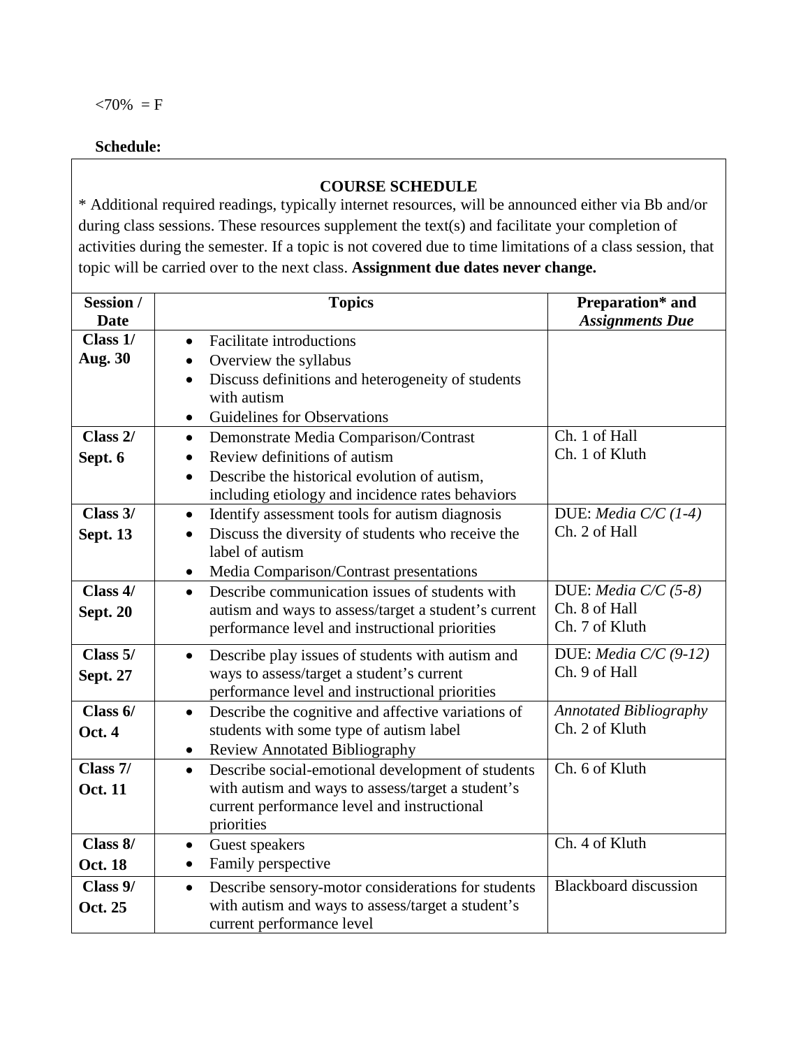<70%  = F

**Schedule:**

**COURSE SCHEDULE**

* Additional required readings, typically internet resources, will be announced either via Bb and/or during class sessions. These resources supplement the text(s) and facilitate your completion of activities during the semester. If a topic is not covered due to time limitations of a class session, that topic will be carried over to the next class. **Assignment due dates never change.**

| Session / Date | Topics | Preparation* and *Assignments Due* |
|---|---|---|
| **Class 1/ Aug. 30** | • Facilitate introductions<br>• Overview the syllabus<br>• Discuss definitions and heterogeneity of students with autism<br>• Guidelines for Observations | |
| **Class 2/ Sept. 6** | • Demonstrate Media Comparison/Contrast<br>• Review definitions of autism<br>• Describe the historical evolution of autism, including etiology and incidence rates behaviors | Ch. 1 of Hall<br>Ch. 1 of Kluth |
| **Class 3/ Sept. 13** | • Identify assessment tools for autism diagnosis<br>• Discuss the diversity of students who receive the label of autism<br>• Media Comparison/Contrast presentations | DUE: *Media C/C (1-4)*<br>Ch. 2 of Hall |
| **Class 4/ Sept. 20** | • Describe communication issues of students with autism and ways to assess/target a student's current performance level and instructional priorities | DUE: *Media C/C (5-8)*<br>Ch. 8 of Hall<br>Ch. 7 of Kluth |
| **Class 5/ Sept. 27** | • Describe play issues of students with autism and ways to assess/target a student's current performance level and instructional priorities | DUE: *Media C/C (9-12)*<br>Ch. 9 of Hall |
| **Class 6/ Oct. 4** | • Describe the cognitive and affective variations of students with some type of autism label<br>• Review Annotated Bibliography | *Annotated Bibliography*<br>Ch. 2 of Kluth |
| **Class 7/ Oct. 11** | • Describe social-emotional development of students with autism and ways to assess/target a student's current performance level and instructional priorities | Ch. 6 of Kluth |
| **Class 8/ Oct. 18** | • Guest speakers<br>• Family perspective | Ch. 4 of Kluth |
| **Class 9/ Oct. 25** | • Describe sensory-motor considerations for students with autism and ways to assess/target a student's current performance level | Blackboard discussion |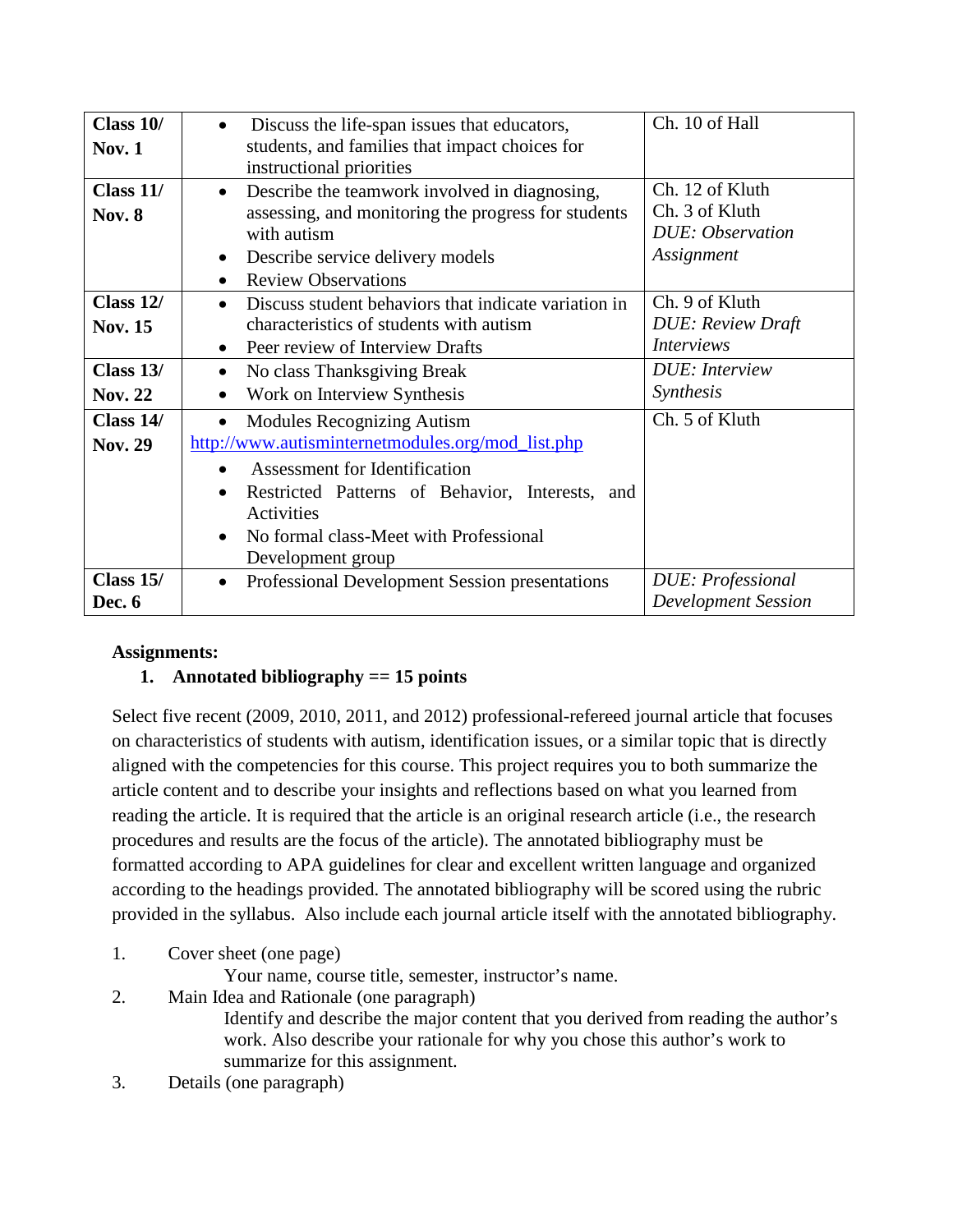| | | |
|---|---|---|
| **Class 10/ Nov. 1** | • Discuss the life-span issues that educators, students, and families that impact choices for instructional priorities | Ch. 10 of Hall |
| **Class 11/ Nov. 8** | • Describe the teamwork involved in diagnosing, assessing, and monitoring the progress for students with autism<br>• Describe service delivery models<br>• Review Observations | Ch. 12 of Kluth<br>Ch. 3 of Kluth<br>*DUE: Observation Assignment* |
| **Class 12/ Nov. 15** | • Discuss student behaviors that indicate variation in characteristics of students with autism<br>• Peer review of Interview Drafts | Ch. 9 of Kluth<br>*DUE: Review Draft Interviews* |
| **Class 13/ Nov. 22** | • No class Thanksgiving Break<br>• Work on Interview Synthesis | *DUE: Interview Synthesis* |
| **Class 14/ Nov. 29** | • Modules Recognizing Autism<br>http://www.autisminternetmodules.org/mod_list.php<br>• Assessment for Identification<br>• Restricted Patterns of Behavior, Interests, and Activities<br>• No formal class-Meet with Professional Development group | Ch. 5 of Kluth |
| **Class 15/ Dec. 6** | • Professional Development Session presentations | *DUE: Professional Development Session* |

**Assignments:**

1. **Annotated bibliography == 15 points**

Select five recent (2009, 2010, 2011, and 2012) professional-refereed journal article that focuses on characteristics of students with autism, identification issues, or a similar topic that is directly aligned with the competencies for this course. This project requires you to both summarize the article content and to describe your insights and reflections based on what you learned from reading the article. It is required that the article is an original research article (i.e., the research procedures and results are the focus of the article). The annotated bibliography must be formatted according to APA guidelines for clear and excellent written language and organized according to the headings provided. The annotated bibliography will be scored using the rubric provided in the syllabus. Also include each journal article itself with the annotated bibliography.

1. Cover sheet (one page)
   Your name, course title, semester, instructor's name.
2. Main Idea and Rationale (one paragraph)
   Identify and describe the major content that you derived from reading the author's work. Also describe your rationale for why you chose this author's work to summarize for this assignment.
3. Details (one paragraph)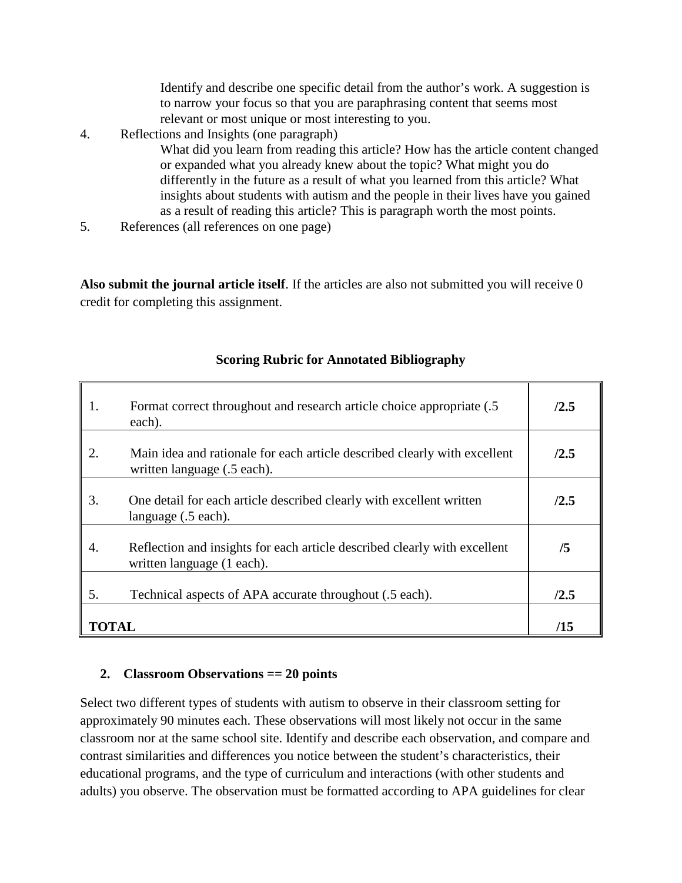Identify and describe one specific detail from the author's work. A suggestion is to narrow your focus so that you are paraphrasing content that seems most relevant or most unique or most interesting to you.

4. Reflections and Insights (one paragraph)
   What did you learn from reading this article? How has the article content changed or expanded what you already knew about the topic? What might you do differently in the future as a result of what you learned from this article? What insights about students with autism and the people in their lives have you gained as a result of reading this article? This is paragraph worth the most points.
5. References (all references on one page)

**Also submit the journal article itself**. If the articles are also not submitted you will receive 0 credit for completing this assignment.

**Scoring Rubric for Annotated Bibliography**

| | |
|---|---|
| 1. Format correct throughout and research article choice appropriate (.5 each). | **/2.5** |
| 2. Main idea and rationale for each article described clearly with excellent written language (.5 each). | **/2.5** |
| 3. One detail for each article described clearly with excellent written language (.5 each). | **/2.5** |
| 4. Reflection and insights for each article described clearly with excellent written language (1 each). | **/5** |
| 5. Technical aspects of APA accurate throughout (.5 each). | **/2.5** |
| **TOTAL** | **/15** |

**2. Classroom Observations == 20 points**

Select two different types of students with autism to observe in their classroom setting for approximately 90 minutes each. These observations will most likely not occur in the same classroom nor at the same school site. Identify and describe each observation, and compare and contrast similarities and differences you notice between the student's characteristics, their educational programs, and the type of curriculum and interactions (with other students and adults) you observe. The observation must be formatted according to APA guidelines for clear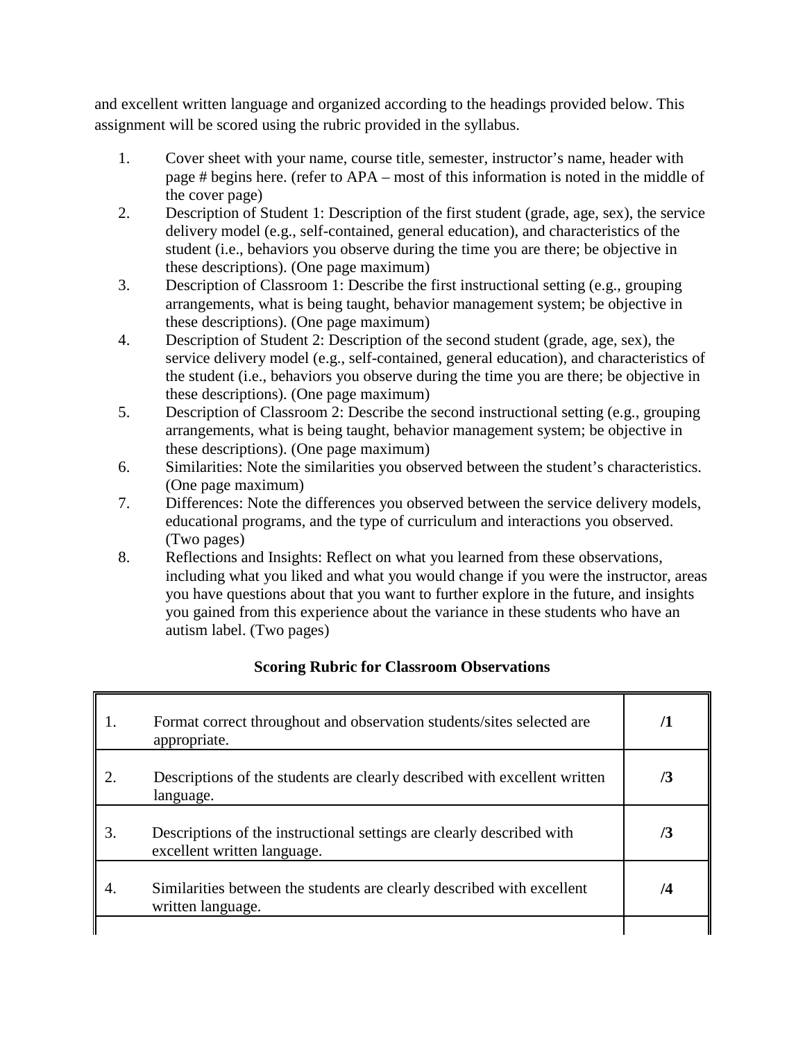and excellent written language and organized according to the headings provided below. This assignment will be scored using the rubric provided in the syllabus.

1. Cover sheet with your name, course title, semester, instructor's name, header with page # begins here. (refer to APA – most of this information is noted in the middle of the cover page)
2. Description of Student 1: Description of the first student (grade, age, sex), the service delivery model (e.g., self-contained, general education), and characteristics of the student (i.e., behaviors you observe during the time you are there; be objective in these descriptions). (One page maximum)
3. Description of Classroom 1: Describe the first instructional setting (e.g., grouping arrangements, what is being taught, behavior management system; be objective in these descriptions). (One page maximum)
4. Description of Student 2: Description of the second student (grade, age, sex), the service delivery model (e.g., self-contained, general education), and characteristics of the student (i.e., behaviors you observe during the time you are there; be objective in these descriptions). (One page maximum)
5. Description of Classroom 2: Describe the second instructional setting (e.g., grouping arrangements, what is being taught, behavior management system; be objective in these descriptions). (One page maximum)
6. Similarities: Note the similarities you observed between the student's characteristics. (One page maximum)
7. Differences: Note the differences you observed between the service delivery models, educational programs, and the type of curriculum and interactions you observed. (Two pages)
8. Reflections and Insights: Reflect on what you learned from these observations, including what you liked and what you would change if you were the instructor, areas you have questions about that you want to further explore in the future, and insights you gained from this experience about the variance in these students who have an autism label. (Two pages)

**Scoring Rubric for Classroom Observations**

| Criteria | Points |
|---|---|
| 1. Format correct throughout and observation students/sites selected are appropriate. | **/1** |
| 2. Descriptions of the students are clearly described with excellent written language. | **/3** |
| 3. Descriptions of the instructional settings are clearly described with excellent written language. | **/3** |
| 4. Similarities between the students are clearly described with excellent written language. | **/4** |
| | |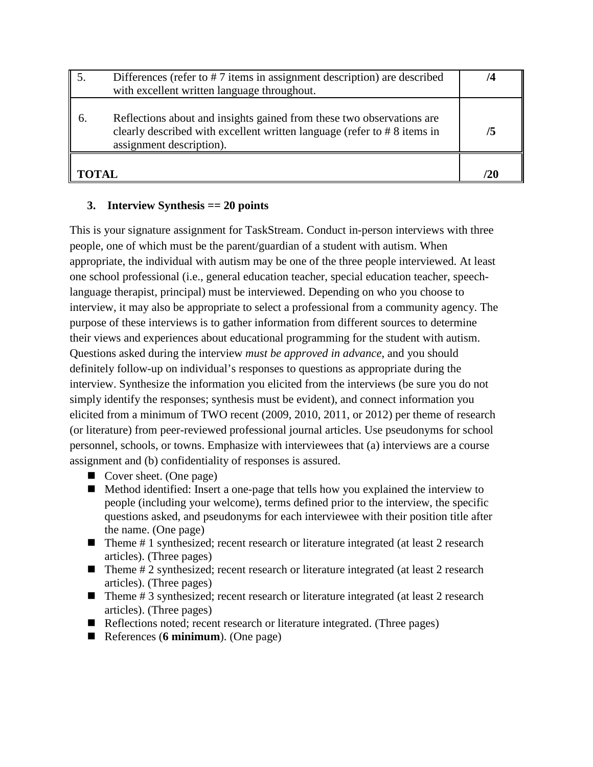| 5. | Differences (refer to # 7 items in assignment description) are described with excellent written language throughout. | /4 |
|---|---|---|
| 6. | Reflections about and insights gained from these two observations are clearly described with excellent written language (refer to # 8 items in assignment description). | /5 |
| **TOTAL** | | **/20** |

### 3. Interview Synthesis == 20 points

This is your signature assignment for TaskStream. Conduct in-person interviews with three people, one of which must be the parent/guardian of a student with autism. When appropriate, the individual with autism may be one of the three people interviewed. At least one school professional (i.e., general education teacher, special education teacher, speech-language therapist, principal) must be interviewed. Depending on who you choose to interview, it may also be appropriate to select a professional from a community agency. The purpose of these interviews is to gather information from different sources to determine their views and experiences about educational programming for the student with autism. Questions asked during the interview *must be approved in advance*, and you should definitely follow-up on individual's responses to questions as appropriate during the interview. Synthesize the information you elicited from the interviews (be sure you do not simply identify the responses; synthesis must be evident), and connect information you elicited from a minimum of TWO recent (2009, 2010, 2011, or 2012) per theme of research (or literature) from peer-reviewed professional journal articles. Use pseudonyms for school personnel, schools, or towns. Emphasize with interviewees that (a) interviews are a course assignment and (b) confidentiality of responses is assured.

- Cover sheet. (One page)
- Method identified: Insert a one-page that tells how you explained the interview to people (including your welcome), terms defined prior to the interview, the specific questions asked, and pseudonyms for each interviewee with their position title after the name. (One page)
- Theme # 1 synthesized; recent research or literature integrated (at least 2 research articles). (Three pages)
- Theme # 2 synthesized; recent research or literature integrated (at least 2 research articles). (Three pages)
- Theme # 3 synthesized; recent research or literature integrated (at least 2 research articles). (Three pages)
- Reflections noted; recent research or literature integrated. (Three pages)
- References (**6 minimum**). (One page)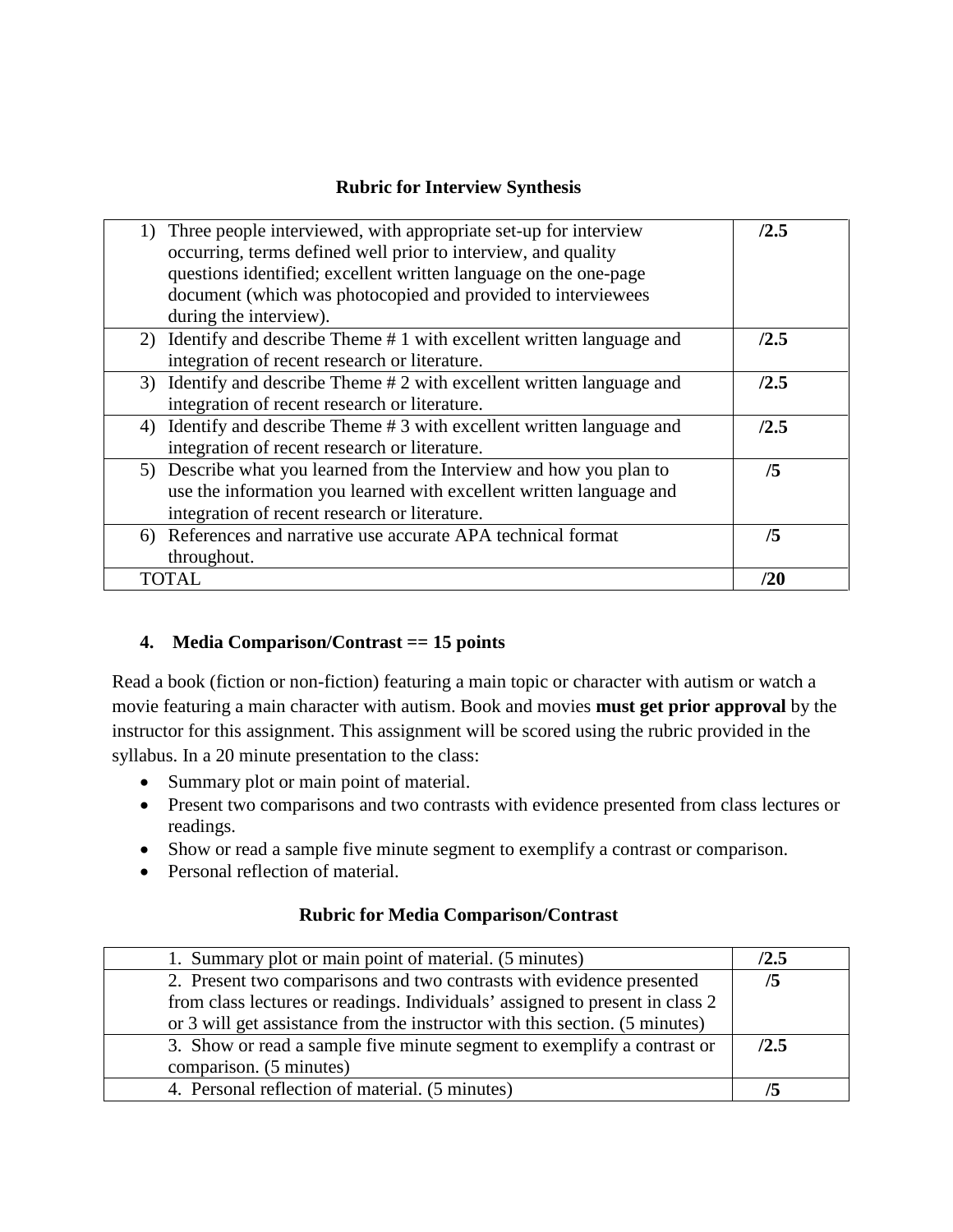**Rubric for Interview Synthesis**

| | |
|---|---|
| 1) Three people interviewed, with appropriate set-up for interview occurring, terms defined well prior to interview, and quality questions identified; excellent written language on the one-page document (which was photocopied and provided to interviewees during the interview). | **/2.5** |
| 2) Identify and describe Theme # 1 with excellent written language and integration of recent research or literature. | **/2.5** |
| 3) Identify and describe Theme # 2 with excellent written language and integration of recent research or literature. | **/2.5** |
| 4) Identify and describe Theme # 3 with excellent written language and integration of recent research or literature. | **/2.5** |
| 5) Describe what you learned from the Interview and how you plan to use the information you learned with excellent written language and integration of recent research or literature. | **/5** |
| 6) References and narrative use accurate APA technical format throughout. | **/5** |
| TOTAL | **/20** |

**4. Media Comparison/Contrast == 15 points**

Read a book (fiction or non-fiction) featuring a main topic or character with autism or watch a movie featuring a main character with autism. Book and movies **must get prior approval** by the instructor for this assignment. This assignment will be scored using the rubric provided in the syllabus. In a 20 minute presentation to the class:

- Summary plot or main point of material.
- Present two comparisons and two contrasts with evidence presented from class lectures or readings.
- Show or read a sample five minute segment to exemplify a contrast or comparison.
- Personal reflection of material.

**Rubric for Media Comparison/Contrast**

| | |
|---|---|
| 1. Summary plot or main point of material. (5 minutes) | **/2.5** |
| 2. Present two comparisons and two contrasts with evidence presented from class lectures or readings. Individuals' assigned to present in class 2 or 3 will get assistance from the instructor with this section. (5 minutes) | **/5** |
| 3. Show or read a sample five minute segment to exemplify a contrast or comparison. (5 minutes) | **/2.5** |
| 4. Personal reflection of material. (5 minutes) | **/5** |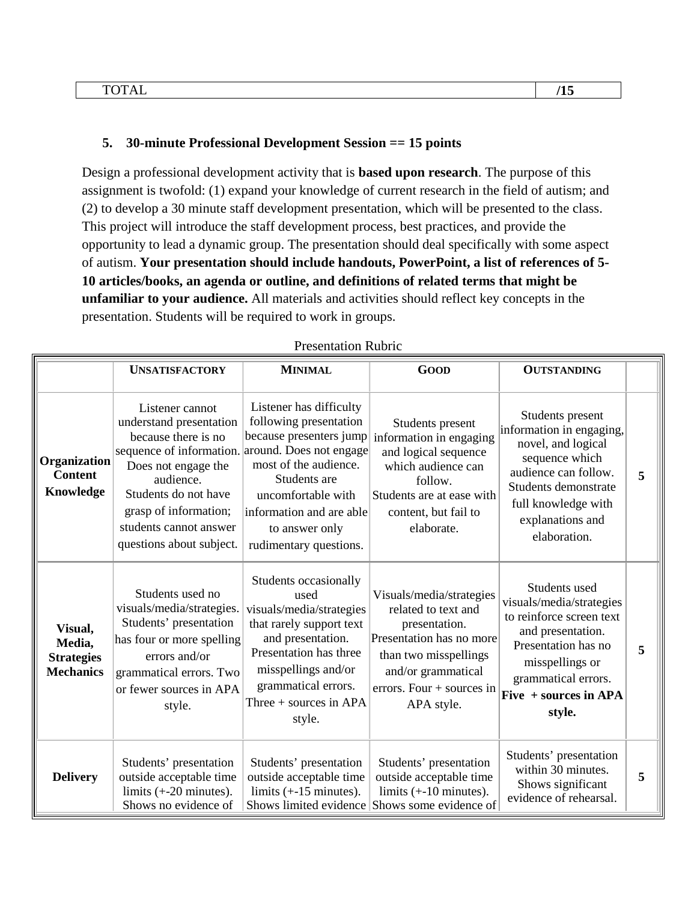| TOTAL | /15 |
|---|---|

**5. 30-minute Professional Development Session == 15 points**

Design a professional development activity that is **based upon research**. The purpose of this assignment is twofold: (1) expand your knowledge of current research in the field of autism; and (2) to develop a 30 minute staff development presentation, which will be presented to the class. This project will introduce the staff development process, best practices, and provide the opportunity to lead a dynamic group. The presentation should deal specifically with some aspect of autism. **Your presentation should include handouts, PowerPoint, a list of references of 5-10 articles/books, an agenda or outline, and definitions of related terms that might be unfamiliar to your audience.** All materials and activities should reflect key concepts in the presentation. Students will be required to work in groups.

Presentation Rubric

| | **UNSATISFACTORY** | **MINIMAL** | **GOOD** | **OUTSTANDING** | |
|---|---|---|---|---|---|
| **Organization Content Knowledge** | Listener cannot understand presentation because there is no sequence of information. Does not engage the audience. Students do not have grasp of information; students cannot answer questions about subject. | Listener has difficulty following presentation because presenters jump around. Does not engage most of the audience. Students are uncomfortable with information and are able to answer only rudimentary questions. | Students present information in engaging and logical sequence which audience can follow. Students are at ease with content, but fail to elaborate. | Students present information in engaging, novel, and logical sequence which audience can follow. Students demonstrate full knowledge with explanations and elaboration. | **5** |
| **Visual, Media, Strategies Mechanics** | Students used no visuals/media/strategies. Students' presentation has four or more spelling errors and/or grammatical errors. Two or fewer sources in APA style. | Students occasionally used visuals/media/strategies that rarely support text and presentation. Presentation has three misspellings and/or grammatical errors. Three + sources in APA style. | Visuals/media/strategies related to text and presentation. Presentation has no more than two misspellings and/or grammatical errors. Four + sources in APA style. | Students used visuals/media/strategies to reinforce screen text and presentation. Presentation has no misspellings or grammatical errors. **Five + sources in APA style.** | **5** |
| **Delivery** | Students' presentation outside acceptable time limits (+-20 minutes). Shows no evidence of | Students' presentation outside acceptable time limits (+-15 minutes). Shows limited evidence | Students' presentation outside acceptable time limits (+-10 minutes). Shows some evidence of | Students' presentation within 30 minutes. Shows significant evidence of rehearsal. | **5** |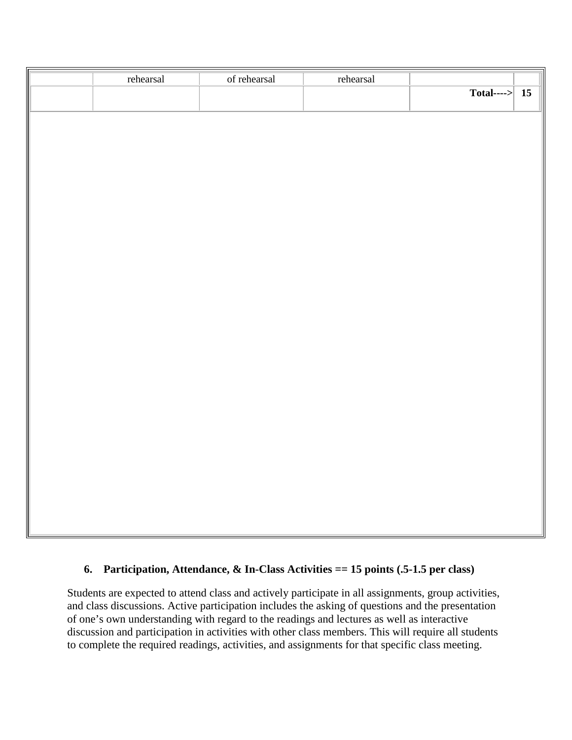|  | rehearsal | of rehearsal | rehearsal |  |  |
| --- | --- | --- | --- | --- | --- |
|  |  |  |  | **Total---->** | **15** |

### 6. Participation, Attendance, & In-Class Activities == 15 points (.5-1.5 per class)

Students are expected to attend class and actively participate in all assignments, group activities, and class discussions. Active participation includes the asking of questions and the presentation of one's own understanding with regard to the readings and lectures as well as interactive discussion and participation in activities with other class members. This will require all students to complete the required readings, activities, and assignments for that specific class meeting.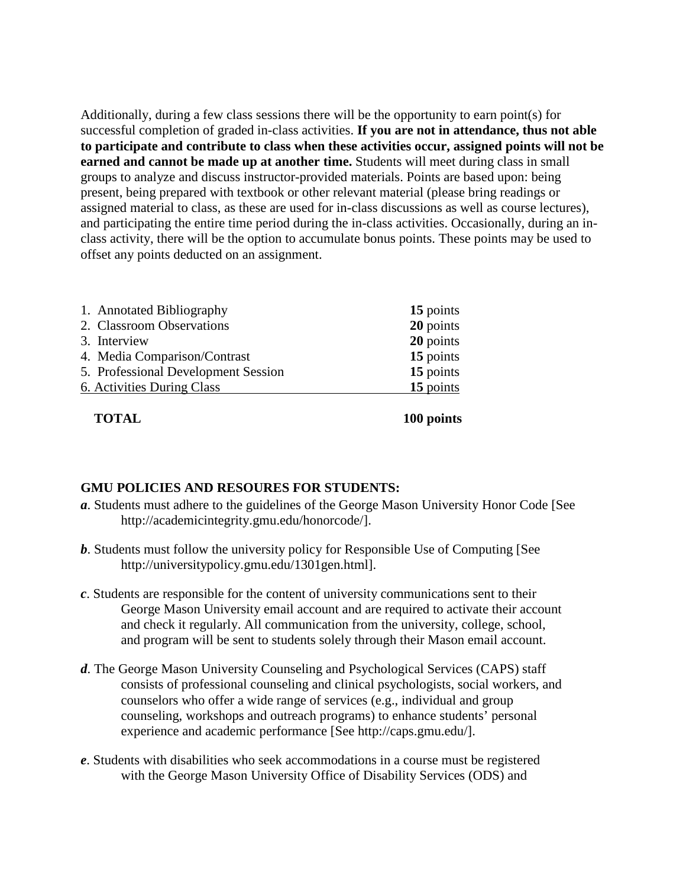Additionally, during a few class sessions there will be the opportunity to earn point(s) for successful completion of graded in-class activities. **If you are not in attendance, thus not able to participate and contribute to class when these activities occur, assigned points will not be earned and cannot be made up at another time.** Students will meet during class in small groups to analyze and discuss instructor-provided materials. Points are based upon: being present, being prepared with textbook or other relevant material (please bring readings or assigned material to class, as these are used for in-class discussions as well as course lectures), and participating the entire time period during the in-class activities. Occasionally, during an in-class activity, there will be the option to accumulate bonus points. These points may be used to offset any points deducted on an assignment.

| Assignment | Points |
|---|---|
| 1. Annotated Bibliography | **15** points |
| 2. Classroom Observations | **20** points |
| 3. Interview | **20** points |
| 4. Media Comparison/Contrast | **15** points |
| 5. Professional Development Session | **15** points |
| 6. Activities During Class | **15** points |
| **TOTAL** | **100 points** |

**GMU POLICIES AND RESOURES FOR STUDENTS:**

***a***. Students must adhere to the guidelines of the George Mason University Honor Code [See http://academicintegrity.gmu.edu/honorcode/].

***b***. Students must follow the university policy for Responsible Use of Computing [See http://universitypolicy.gmu.edu/1301gen.html].

***c***. Students are responsible for the content of university communications sent to their George Mason University email account and are required to activate their account and check it regularly. All communication from the university, college, school, and program will be sent to students solely through their Mason email account.

***d***. The George Mason University Counseling and Psychological Services (CAPS) staff consists of professional counseling and clinical psychologists, social workers, and counselors who offer a wide range of services (e.g., individual and group counseling, workshops and outreach programs) to enhance students' personal experience and academic performance [See http://caps.gmu.edu/].

***e***. Students with disabilities who seek accommodations in a course must be registered with the George Mason University Office of Disability Services (ODS) and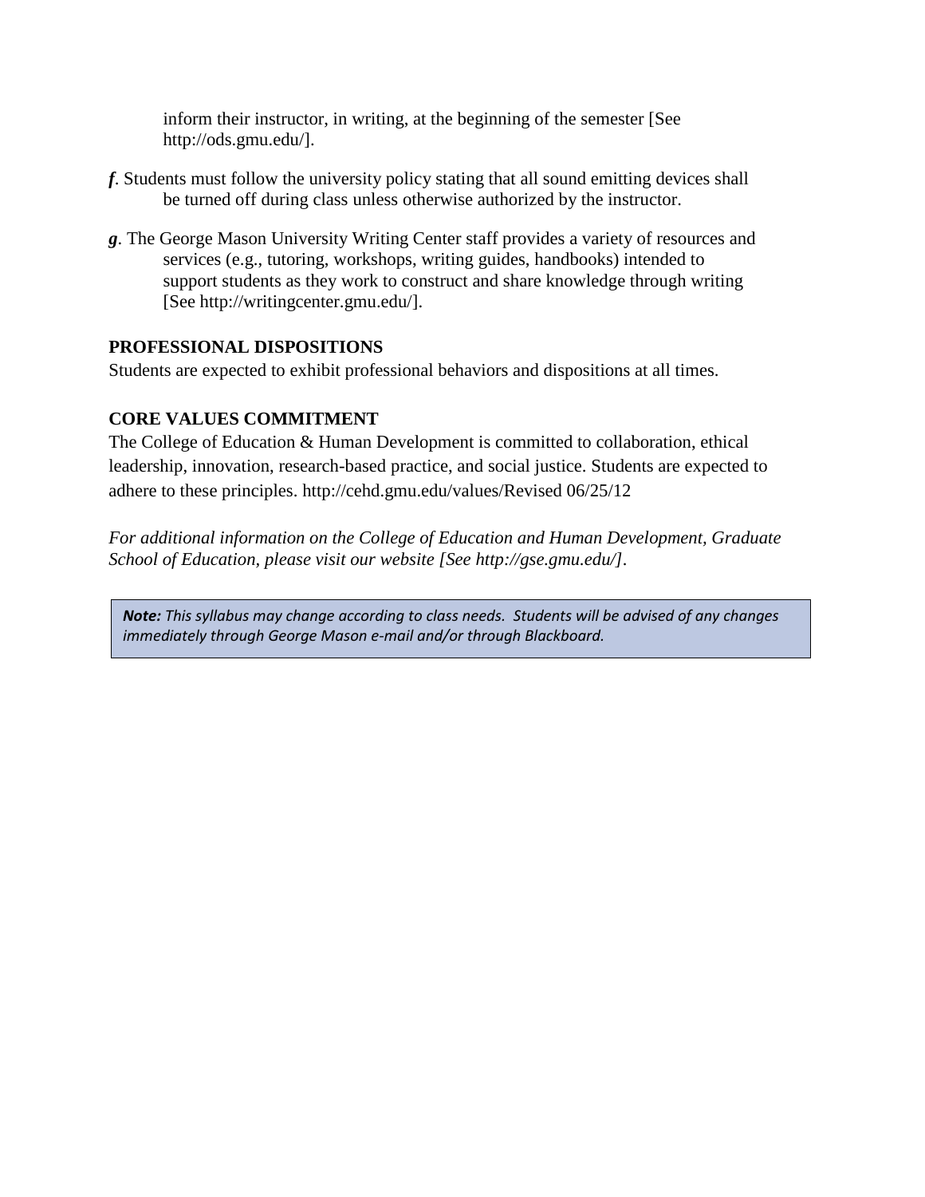inform their instructor, in writing, at the beginning of the semester [See http://ods.gmu.edu/].

***f***. Students must follow the university policy stating that all sound emitting devices shall be turned off during class unless otherwise authorized by the instructor.

***g***. The George Mason University Writing Center staff provides a variety of resources and services (e.g., tutoring, workshops, writing guides, handbooks) intended to support students as they work to construct and share knowledge through writing [See http://writingcenter.gmu.edu/].

**PROFESSIONAL DISPOSITIONS**

Students are expected to exhibit professional behaviors and dispositions at all times.

**CORE VALUES COMMITMENT**

The College of Education & Human Development is committed to collaboration, ethical leadership, innovation, research-based practice, and social justice. Students are expected to adhere to these principles. http://cehd.gmu.edu/values/Revised 06/25/12

*For additional information on the College of Education and Human Development, Graduate School of Education, please visit our website [See http://gse.gmu.edu/].*

> ***Note:*** *This syllabus may change according to class needs. Students will be advised of any changes immediately through George Mason e-mail and/or through Blackboard.*